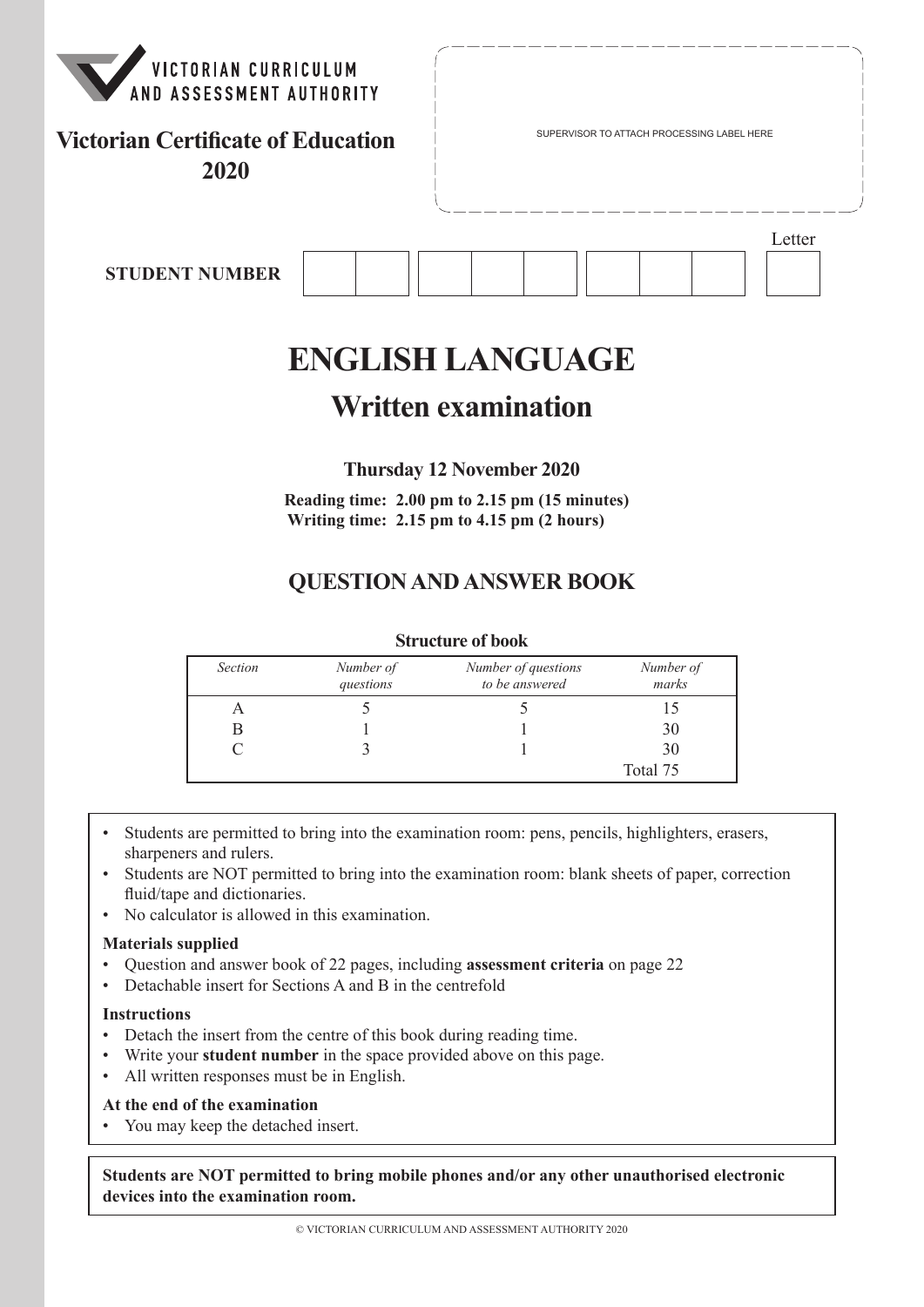VICTORIAN CURRICULUM AND ASSESSMENT AUTHORITY

**Victorian Certificate of Education 2020**

SUPERVISOR TO ATTACH PROCESSING LABEL HERE

**STUDENT NUMBER** | | | | | | | | | Letter

# ENGLISH LANGUAGE

## Written examination

**Thursday 12 November 2020**

**Reading time: 2.00 pm to 2.15 pm (15 minutes)**
**Writing time: 2.15 pm to 4.15 pm (2 hours)**

## QUESTION AND ANSWER BOOK

**Structure of book**

| *Section* | *Number of questions* | *Number of questions to be answered* | *Number of marks* |
|---|---|---|---|
| A | 5 | 5 | 15 |
| B | 1 | 1 | 30 |
| C | 3 | 1 | 30 |
| | | | Total 75 |

- Students are permitted to bring into the examination room: pens, pencils, highlighters, erasers, sharpeners and rulers.
- Students are NOT permitted to bring into the examination room: blank sheets of paper, correction fluid/tape and dictionaries.
- No calculator is allowed in this examination.

**Materials supplied**
- Question and answer book of 22 pages, including **assessment criteria** on page 22
- Detachable insert for Sections A and B in the centrefold

**Instructions**
- Detach the insert from the centre of this book during reading time.
- Write your **student number** in the space provided above on this page.
- All written responses must be in English.

**At the end of the examination**
- You may keep the detached insert.

**Students are NOT permitted to bring mobile phones and/or any other unauthorised electronic devices into the examination room.**

© VICTORIAN CURRICULUM AND ASSESSMENT AUTHORITY 2020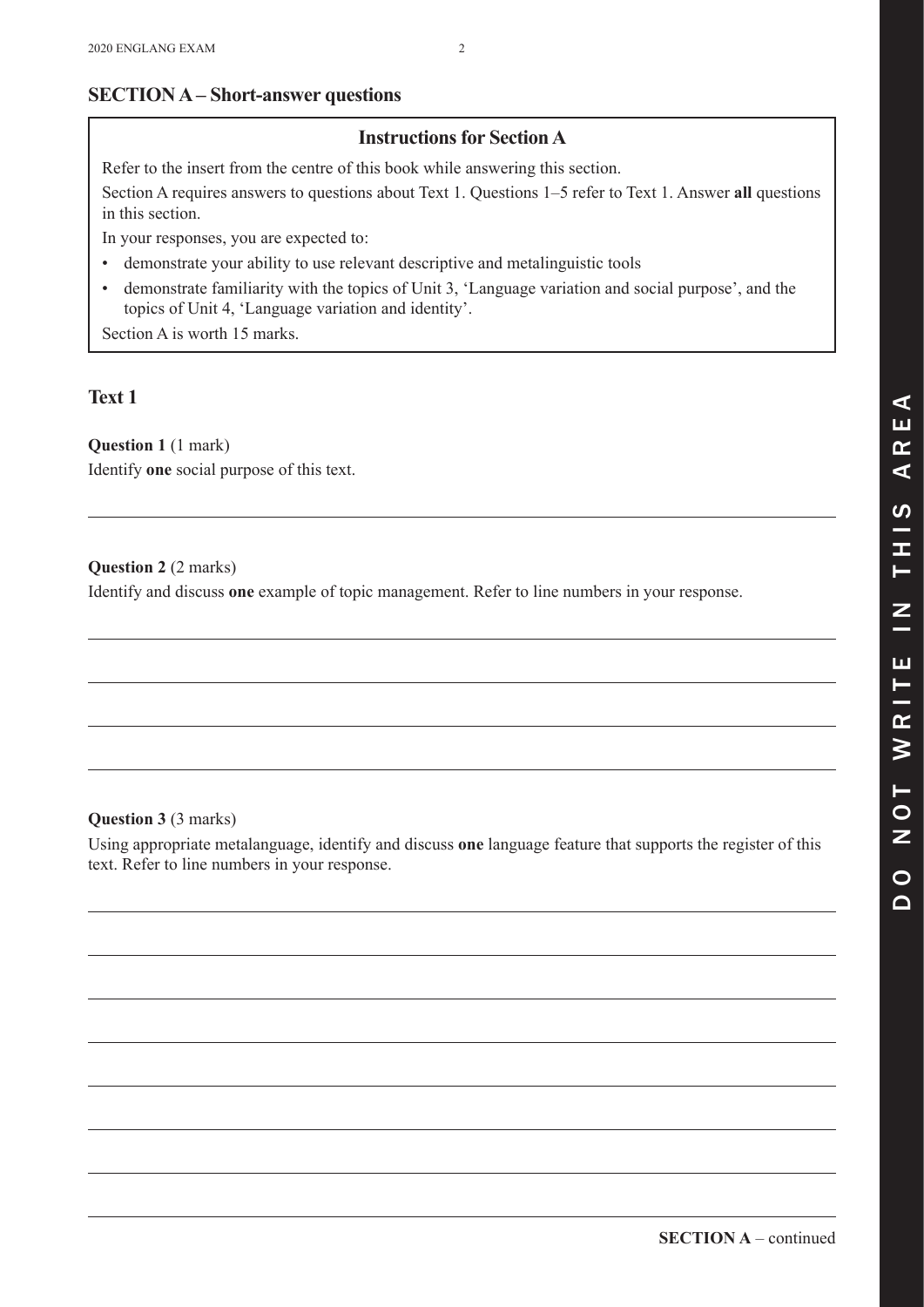## SECTION A – Short-answer questions

### Instructions for Section A

Refer to the insert from the centre of this book while answering this section.

Section A requires answers to questions about Text 1. Questions 1–5 refer to Text 1. Answer **all** questions in this section.

In your responses, you are expected to:

- demonstrate your ability to use relevant descriptive and metalinguistic tools
- demonstrate familiarity with the topics of Unit 3, 'Language variation and social purpose', and the topics of Unit 4, 'Language variation and identity'.

Section A is worth 15 marks.

## Text 1

**Question 1** (1 mark)

Identify **one** social purpose of this text.

**Question 2** (2 marks)

Identify and discuss **one** example of topic management. Refer to line numbers in your response.

**Question 3** (3 marks)

Using appropriate metalanguage, identify and discuss **one** language feature that supports the register of this text. Refer to line numbers in your response.

**SECTION A** – continued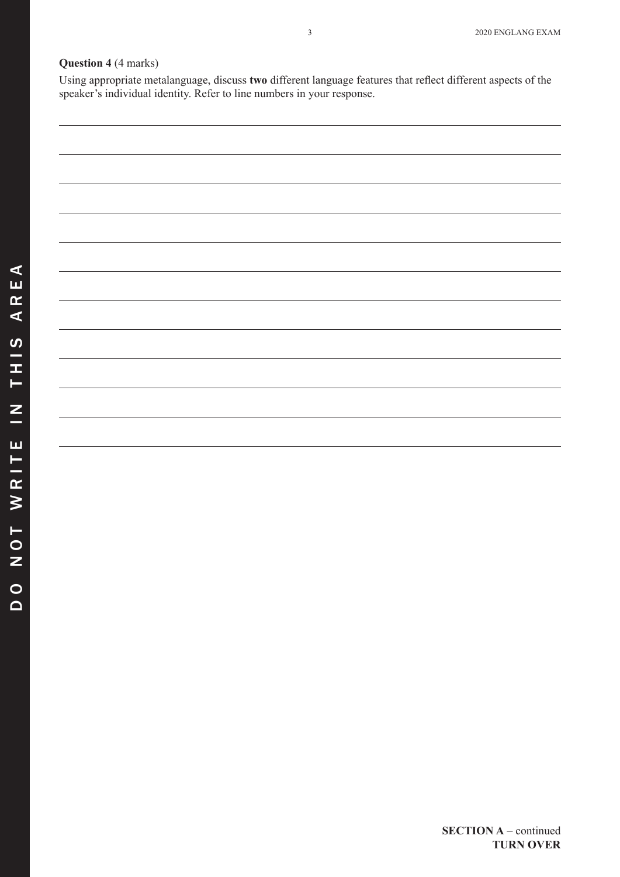**Question 4** (4 marks)

Using appropriate metalanguage, discuss **two** different language features that reflect different aspects of the speaker's individual identity. Refer to line numbers in your response.

**SECTION A** – continued
**TURN OVER**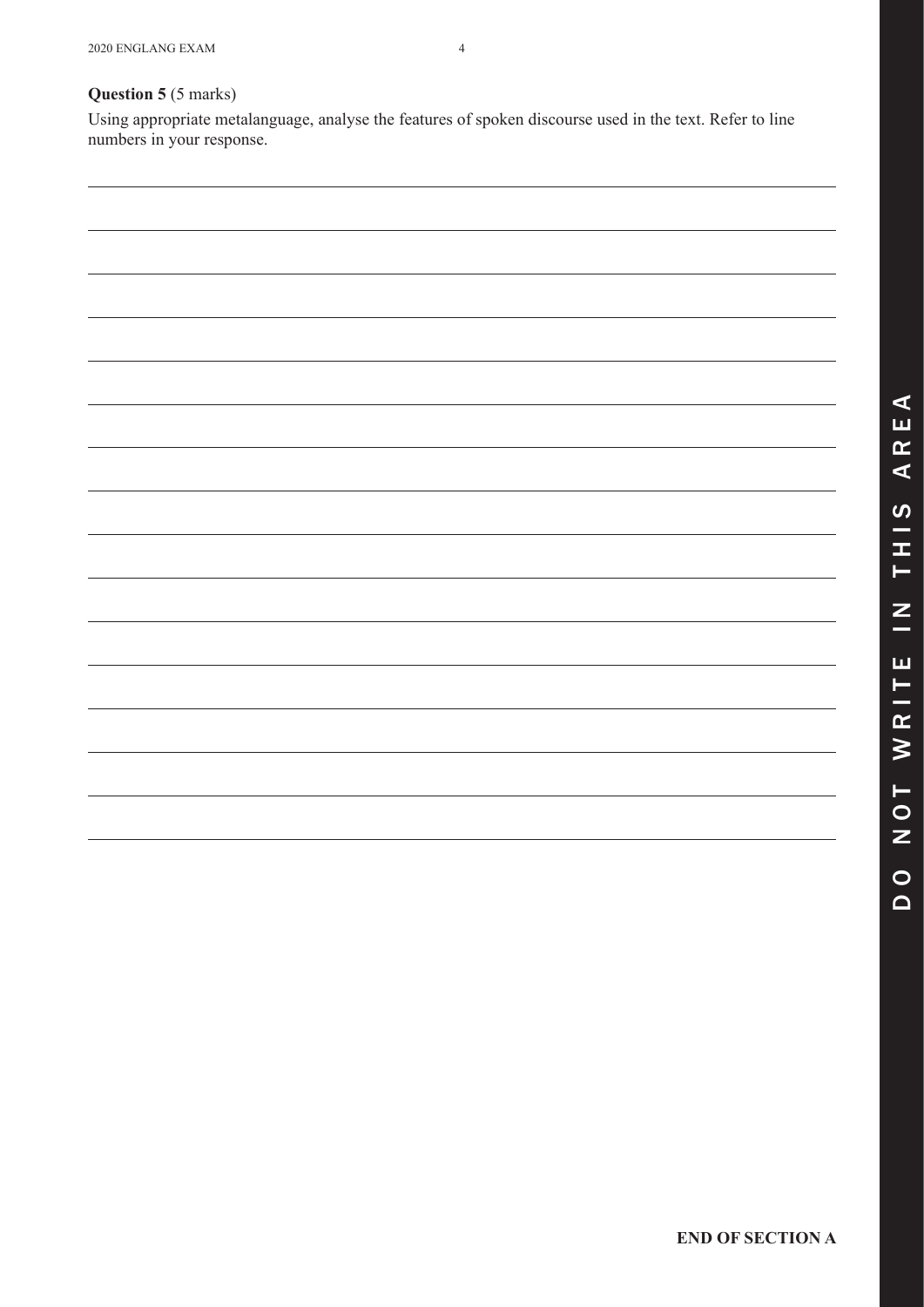**Question 5** (5 marks)

Using appropriate metalanguage, analyse the features of spoken discourse used in the text. Refer to line numbers in your response.

**END OF SECTION A**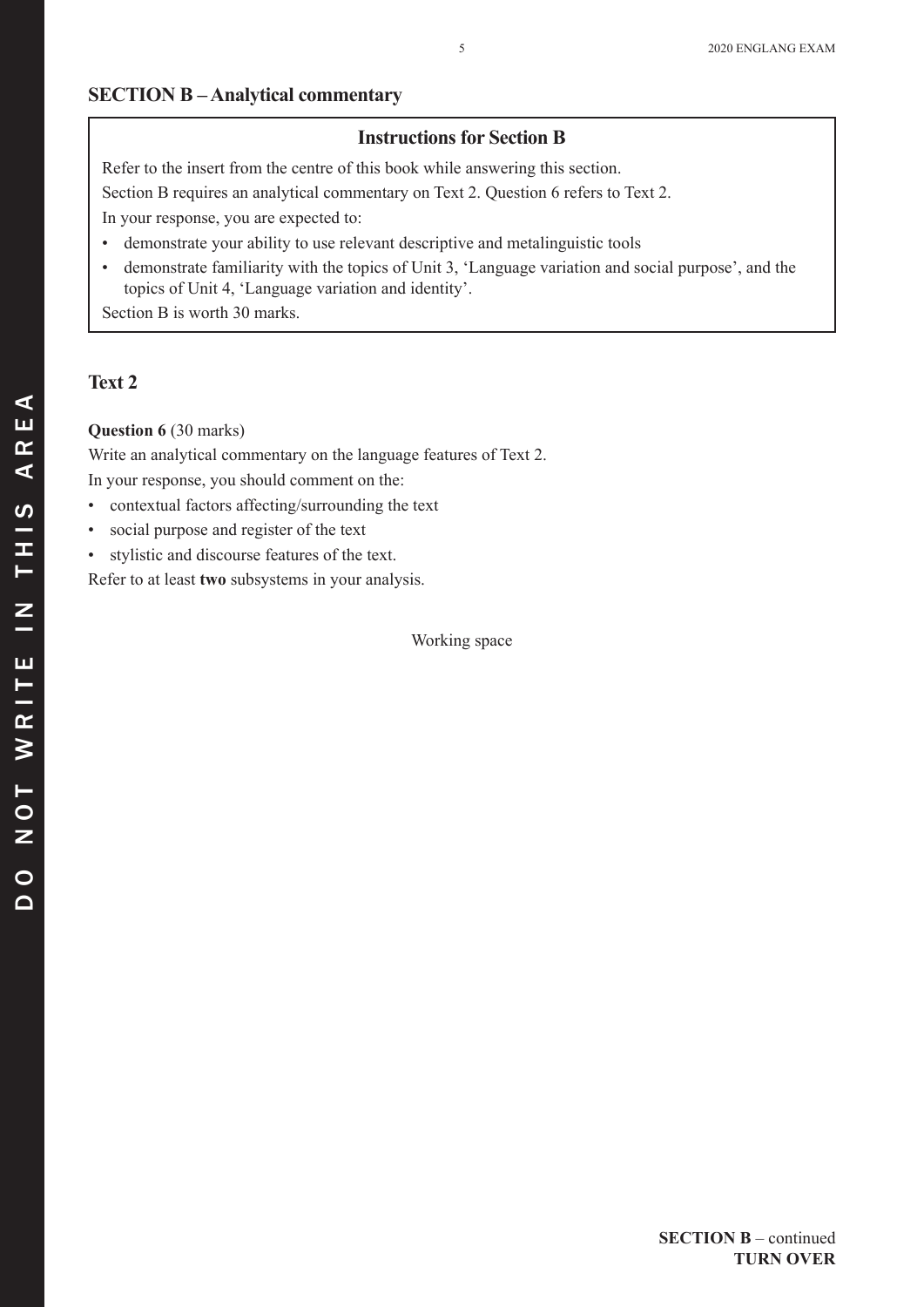## SECTION B – Analytical commentary

### Instructions for Section B

Refer to the insert from the centre of this book while answering this section.

Section B requires an analytical commentary on Text 2. Question 6 refers to Text 2.

In your response, you are expected to:

- demonstrate your ability to use relevant descriptive and metalinguistic tools
- demonstrate familiarity with the topics of Unit 3, 'Language variation and social purpose', and the topics of Unit 4, 'Language variation and identity'.

Section B is worth 30 marks.

## Text 2

**Question 6** (30 marks)

Write an analytical commentary on the language features of Text 2.

In your response, you should comment on the:

- contextual factors affecting/surrounding the text
- social purpose and register of the text
- stylistic and discourse features of the text.

Refer to at least **two** subsystems in your analysis.

Working space

**SECTION B** – continued
**TURN OVER**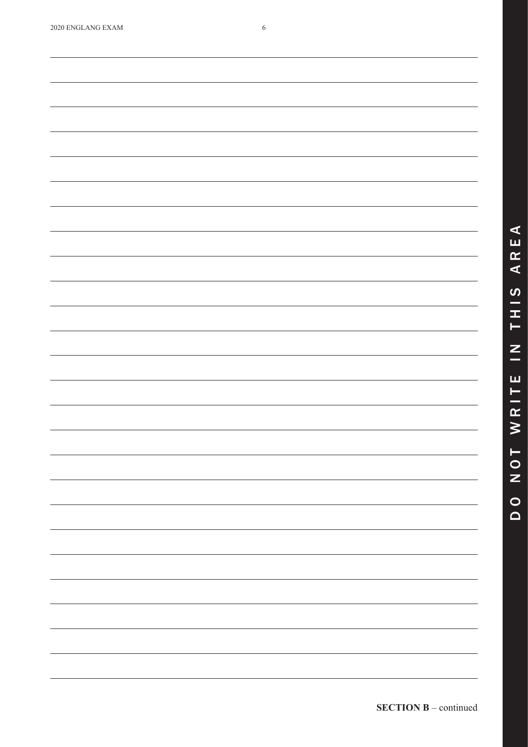**SECTION B** – continued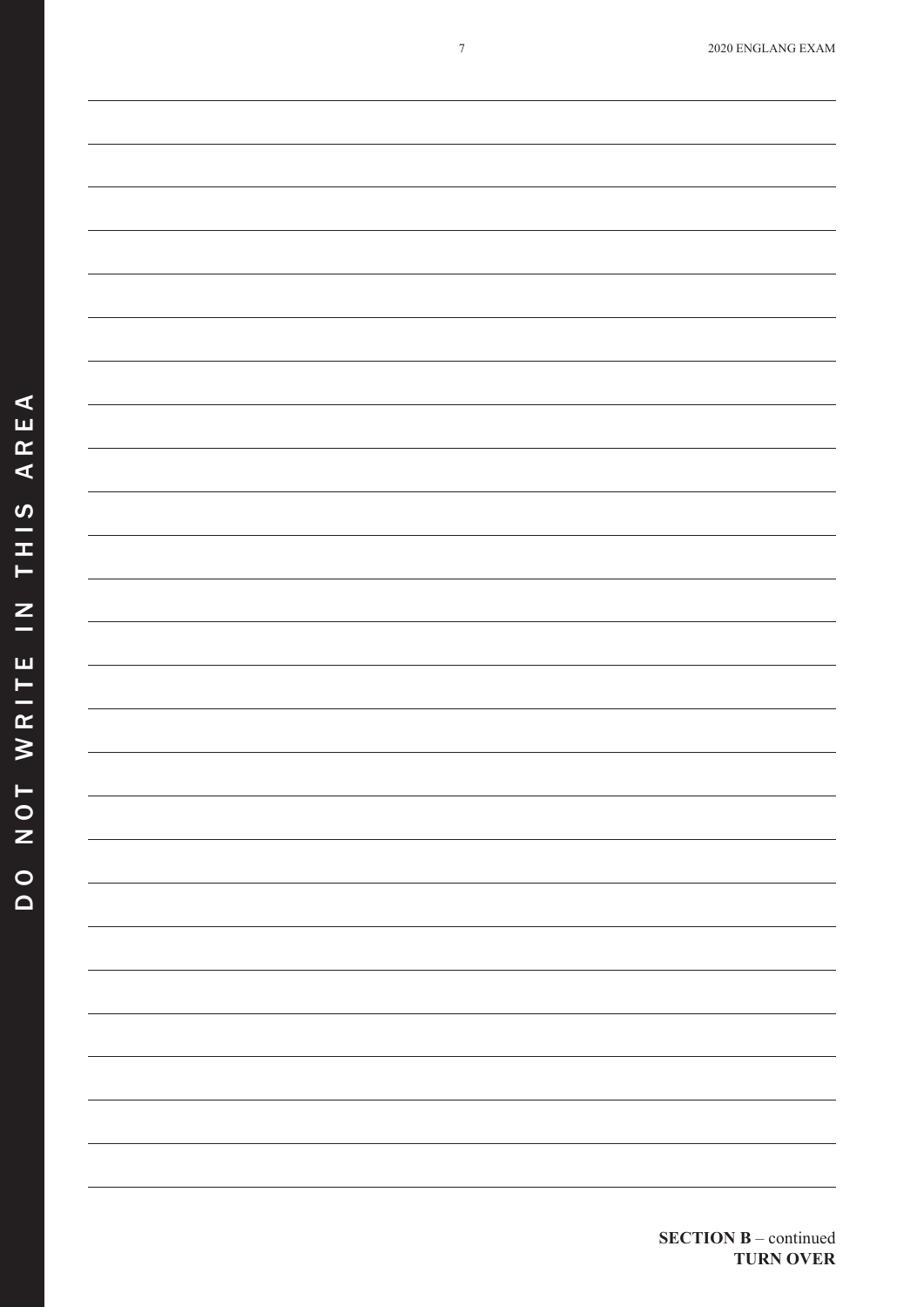**SECTION B** – continued
**TURN OVER**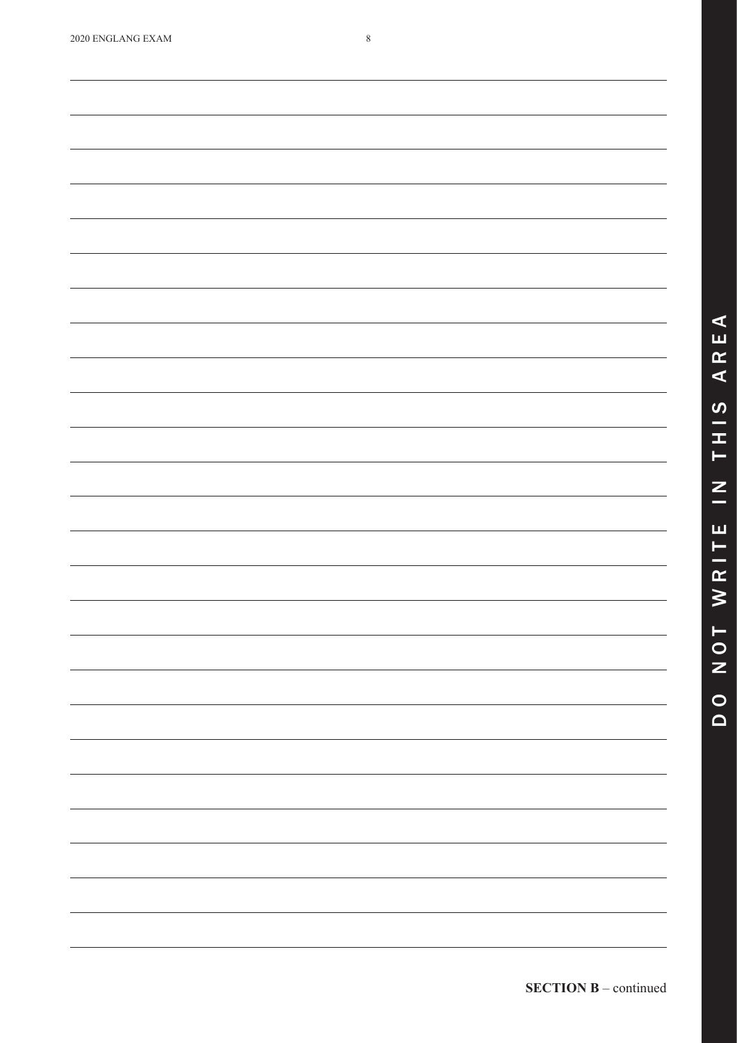**SECTION B** – continued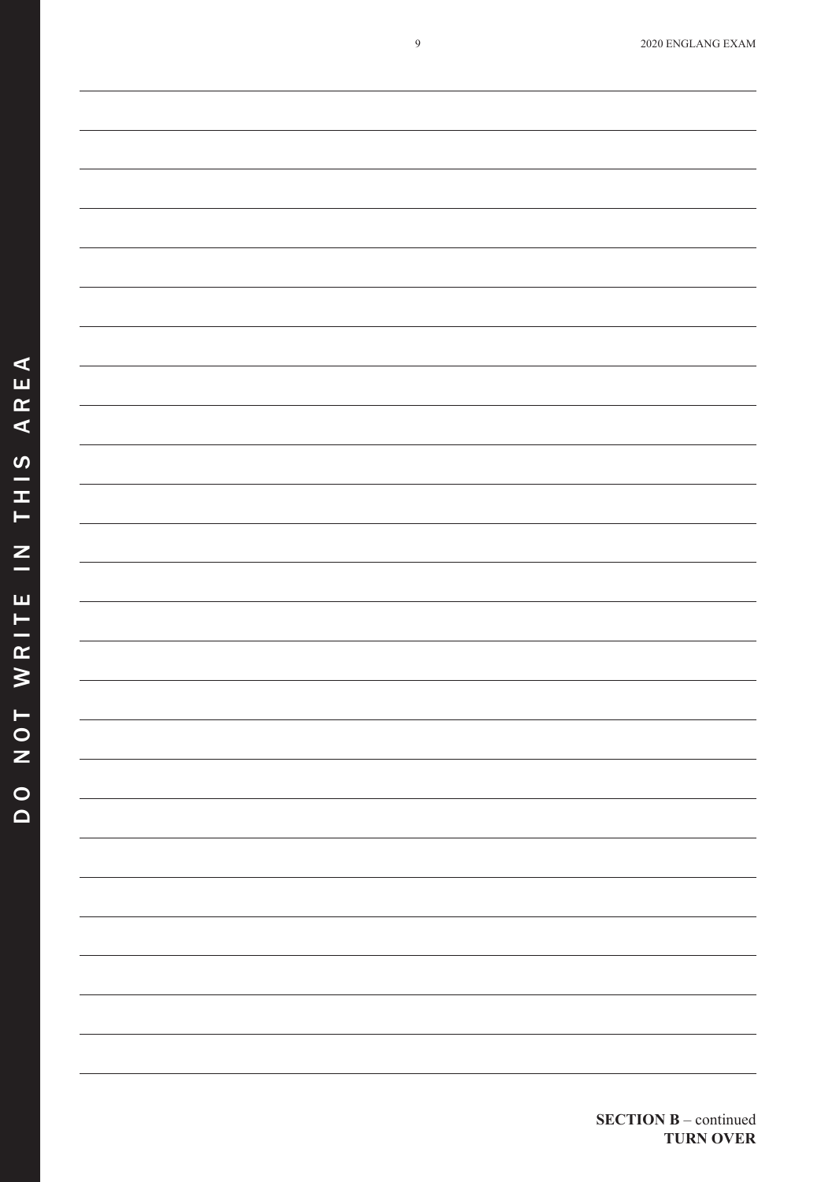**SECTION B** – continued
**TURN OVER**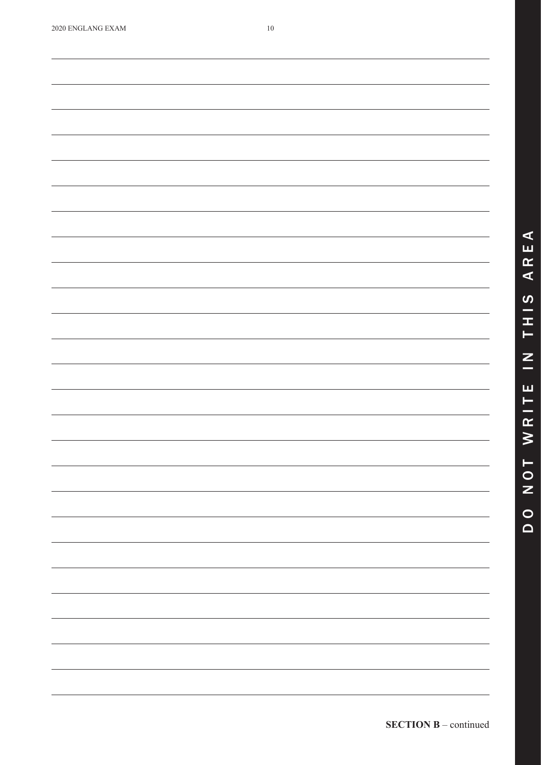**SECTION B** – continued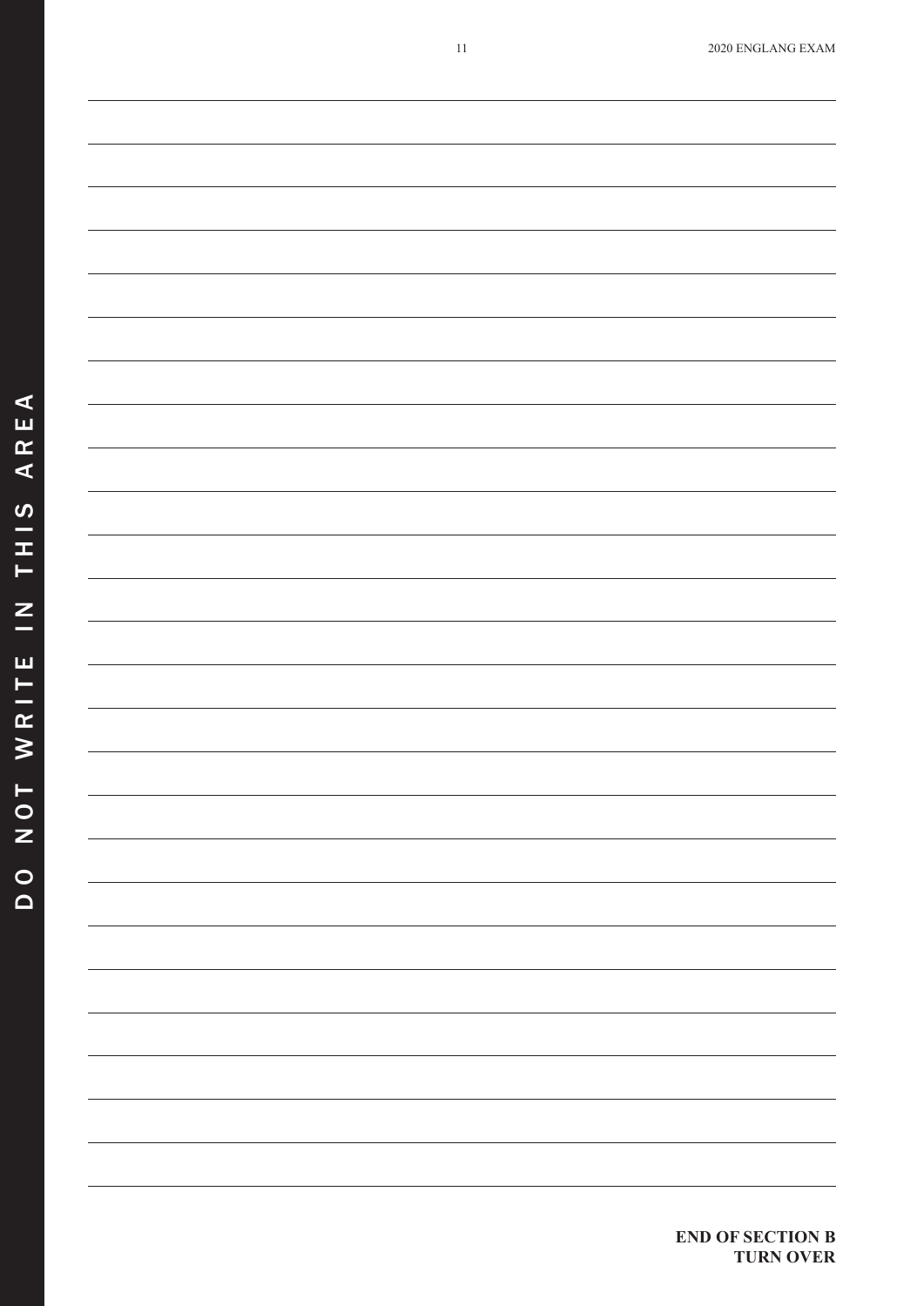**END OF SECTION B**
**TURN OVER**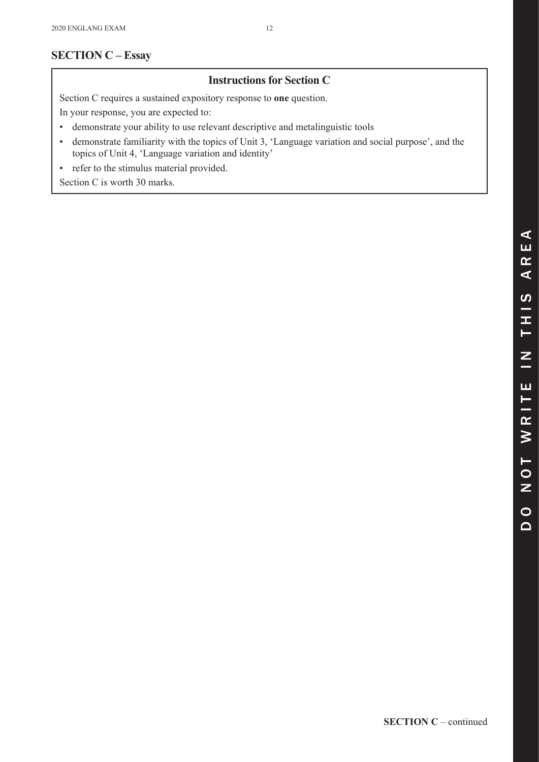## SECTION C – Essay

### Instructions for Section C

Section C requires a sustained expository response to **one** question.

In your response, you are expected to:

- demonstrate your ability to use relevant descriptive and metalinguistic tools
- demonstrate familiarity with the topics of Unit 3, 'Language variation and social purpose', and the topics of Unit 4, 'Language variation and identity'
- refer to the stimulus material provided.

Section C is worth 30 marks.

**SECTION C** – continued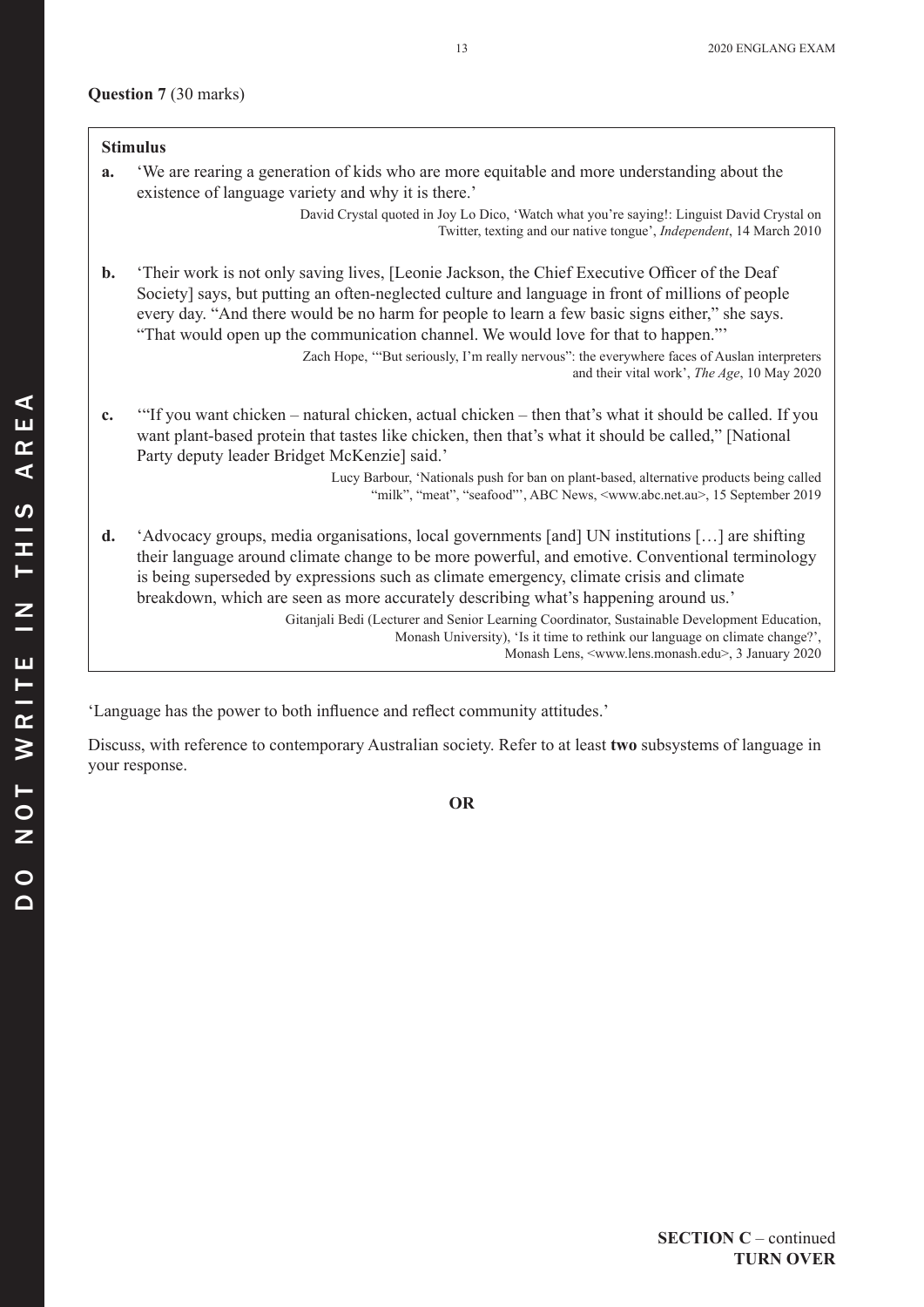**Question 7** (30 marks)

**Stimulus**

**a.** 'We are rearing a generation of kids who are more equitable and more understanding about the existence of language variety and why it is there.'

David Crystal quoted in Joy Lo Dico, 'Watch what you're saying!: Linguist David Crystal on Twitter, texting and our native tongue', *Independent*, 14 March 2010

**b.** 'Their work is not only saving lives, [Leonie Jackson, the Chief Executive Officer of the Deaf Society] says, but putting an often-neglected culture and language in front of millions of people every day. "And there would be no harm for people to learn a few basic signs either," she says. "That would open up the communication channel. We would love for that to happen."'

Zach Hope, '"But seriously, I'm really nervous": the everywhere faces of Auslan interpreters and their vital work', *The Age*, 10 May 2020

**c.** '"If you want chicken – natural chicken, actual chicken – then that's what it should be called. If you want plant-based protein that tastes like chicken, then that's what it should be called," [National Party deputy leader Bridget McKenzie] said.'

Lucy Barbour, 'Nationals push for ban on plant-based, alternative products being called "milk", "meat", "seafood"', ABC News, <www.abc.net.au>, 15 September 2019

**d.** 'Advocacy groups, media organisations, local governments [and] UN institutions […] are shifting their language around climate change to be more powerful, and emotive. Conventional terminology is being superseded by expressions such as climate emergency, climate crisis and climate breakdown, which are seen as more accurately describing what's happening around us.'

Gitanjali Bedi (Lecturer and Senior Learning Coordinator, Sustainable Development Education, Monash University), 'Is it time to rethink our language on climate change?', Monash Lens, <www.lens.monash.edu>, 3 January 2020

'Language has the power to both influence and reflect community attitudes.'

Discuss, with reference to contemporary Australian society. Refer to at least **two** subsystems of language in your response.

**OR**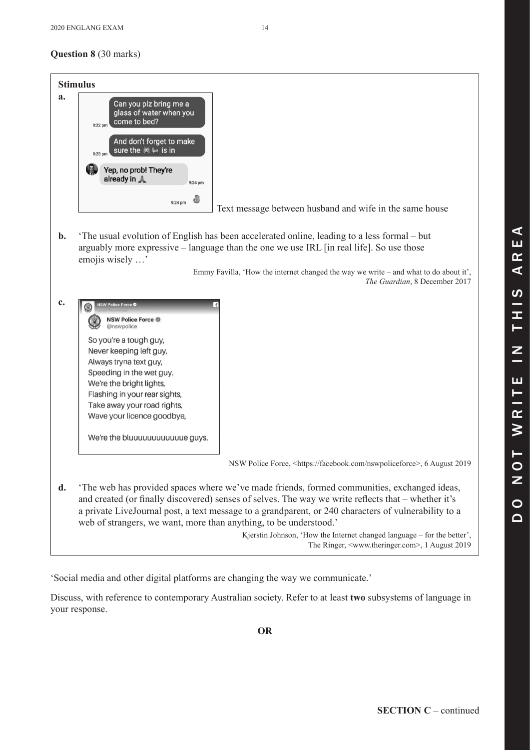**Question 8** (30 marks)

**Stimulus**

**a.**

Can you plz bring me a glass of water when you come to bed?
9:22 pm

And don't forget to make sure the 🐱 🛏 is in
9:23 pm

Yep, no prob! They're already in 🙏
9:24 pm

👌
9:24 pm

Text message between husband and wife in the same house

**b.** 'The usual evolution of English has been accelerated online, leading to a less formal – but arguably more expressive – language than the one we use IRL [in real life]. So use those emojis wisely …'

Emmy Favilla, 'How the internet changed the way we write – and what to do about it', *The Guardian*, 8 December 2017

**c.**

NSW Police Force
@nswpolice

So you're a tough guy,
Never keeping left guy,
Always tryna text guy,
Speeding in the wet guy.
We're the bright lights,
Flashing in your rear sights,
Take away your road rights,
Wave your licence goodbye,

We're the bluuuuuuuuuuuue guys.

NSW Police Force, <https://facebook.com/nswpoliceforce>, 6 August 2019

**d.** 'The web has provided spaces where we've made friends, formed communities, exchanged ideas, and created (or finally discovered) senses of selves. The way we write reflects that – whether it's a private LiveJournal post, a text message to a grandparent, or 240 characters of vulnerability to a web of strangers, we want, more than anything, to be understood.'

Kjerstin Johnson, 'How the Internet changed language – for the better', The Ringer, <www.theringer.com>, 1 August 2019

'Social media and other digital platforms are changing the way we communicate.'

Discuss, with reference to contemporary Australian society. Refer to at least **two** subsystems of language in your response.

**OR**

**SECTION C** – continued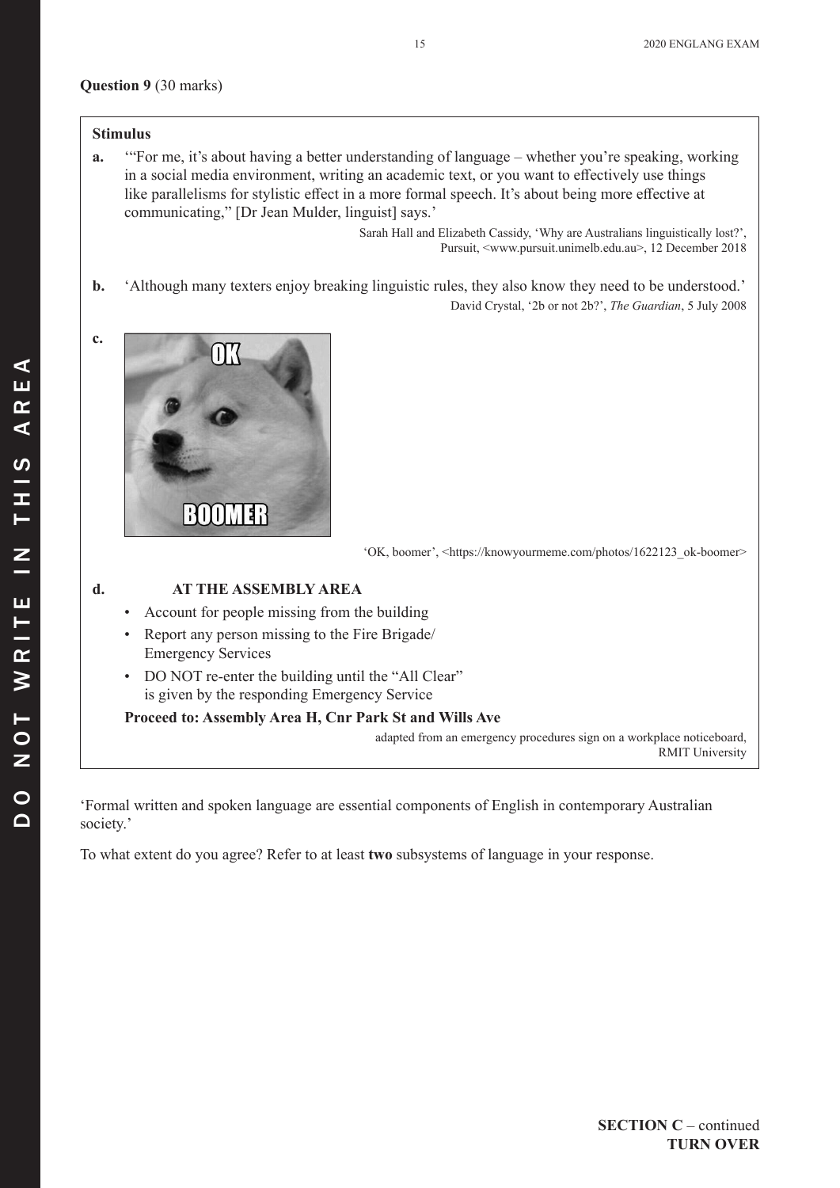**Question 9** (30 marks)

**Stimulus**

**a.** '"For me, it's about having a better understanding of language – whether you're speaking, working in a social media environment, writing an academic text, or you want to effectively use things like parallelisms for stylistic effect in a more formal speech. It's about being more effective at communicating," [Dr Jean Mulder, linguist] says.'

Sarah Hall and Elizabeth Cassidy, 'Why are Australians linguistically lost?', Pursuit, <www.pursuit.unimelb.edu.au>, 12 December 2018

**b.** 'Although many texters enjoy breaking linguistic rules, they also know they need to be understood.'

David Crystal, '2b or not 2b?', *The Guardian*, 5 July 2008

**c.**

'OK, boomer', <https://knowyourmeme.com/photos/1622123_ok-boomer>

**d.** **AT THE ASSEMBLY AREA**

- Account for people missing from the building
- Report any person missing to the Fire Brigade/ Emergency Services
- DO NOT re-enter the building until the "All Clear" is given by the responding Emergency Service

**Proceed to: Assembly Area H, Cnr Park St and Wills Ave**

adapted from an emergency procedures sign on a workplace noticeboard, RMIT University

'Formal written and spoken language are essential components of English in contemporary Australian society.'

To what extent do you agree? Refer to at least **two** subsystems of language in your response.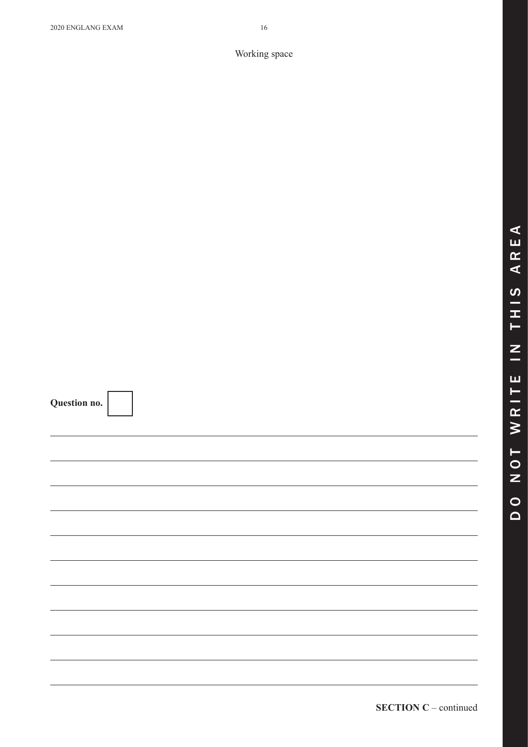Working space

**Question no.**

**SECTION C** – continued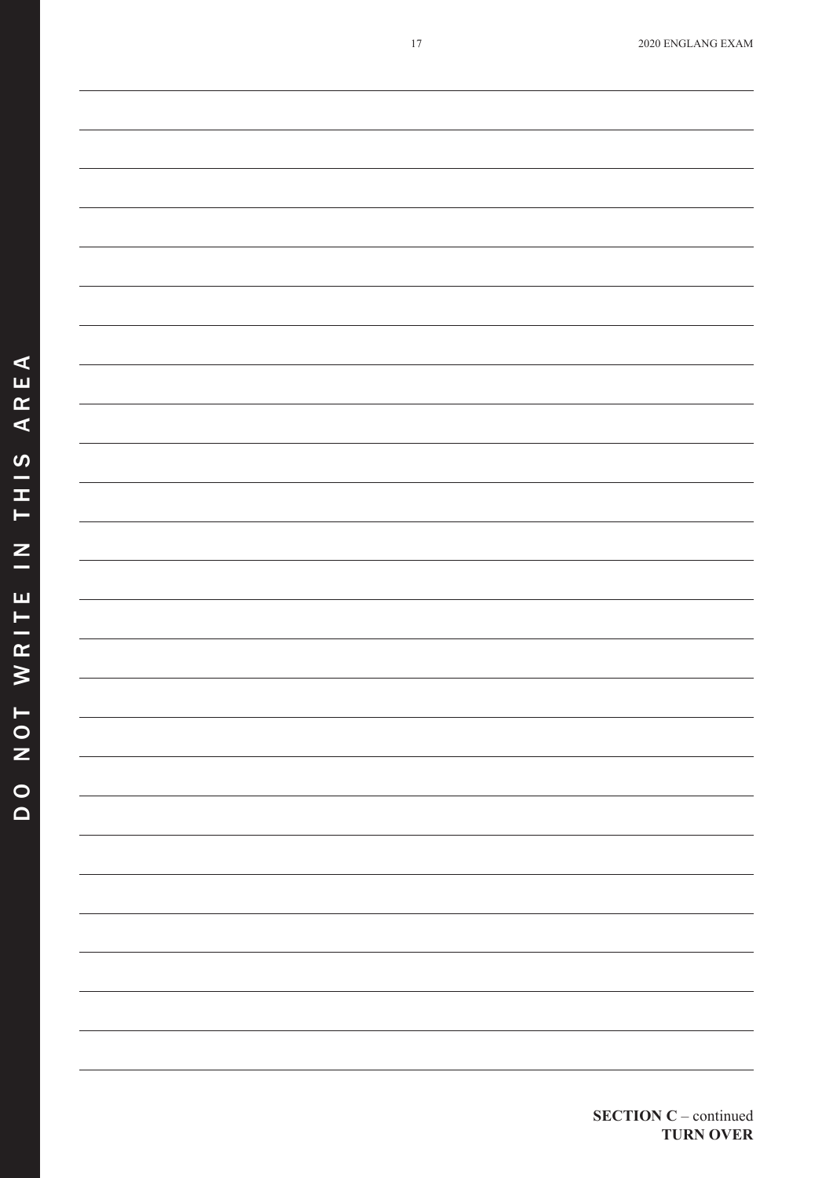**SECTION C** – continued
**TURN OVER**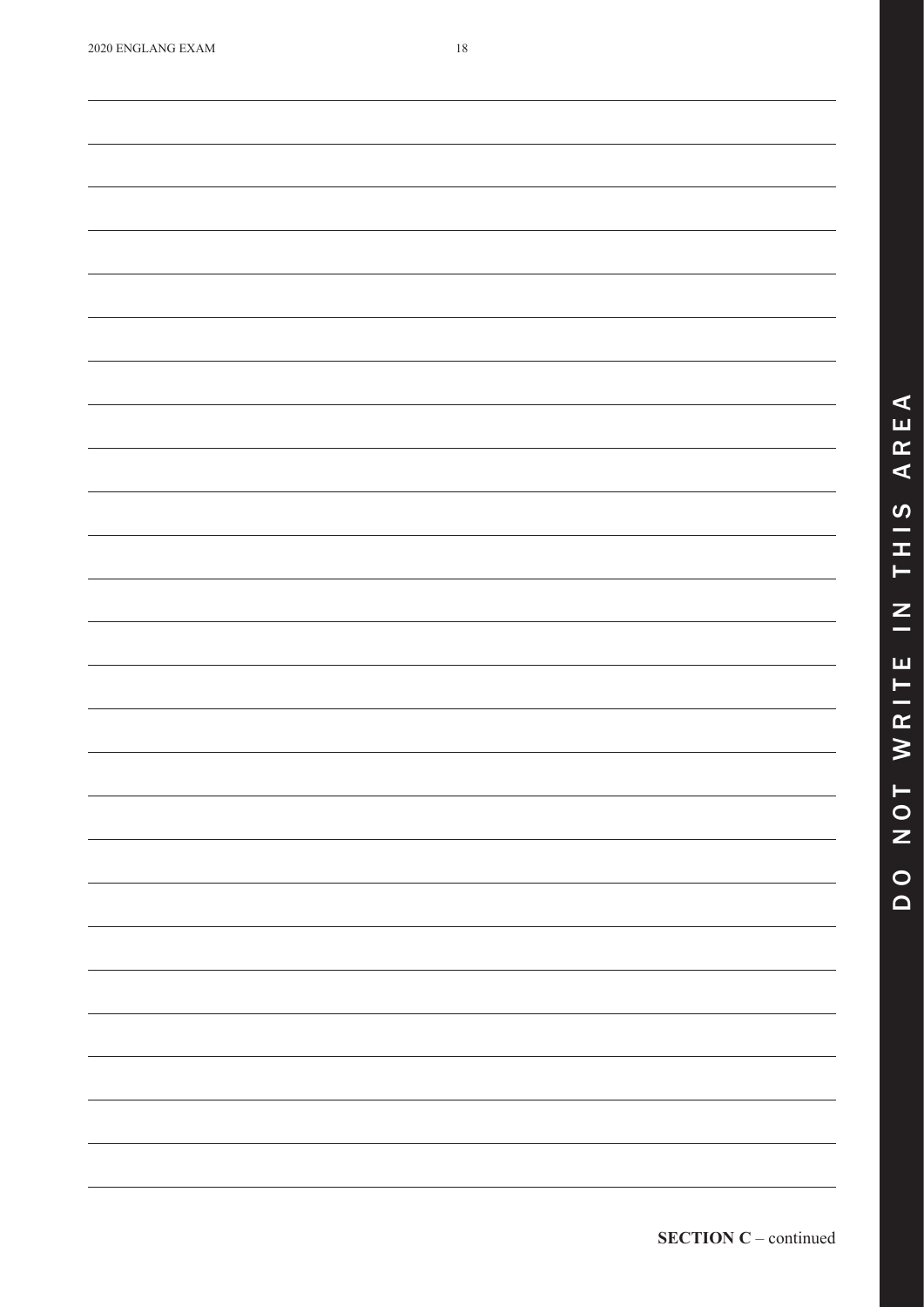**SECTION C** – continued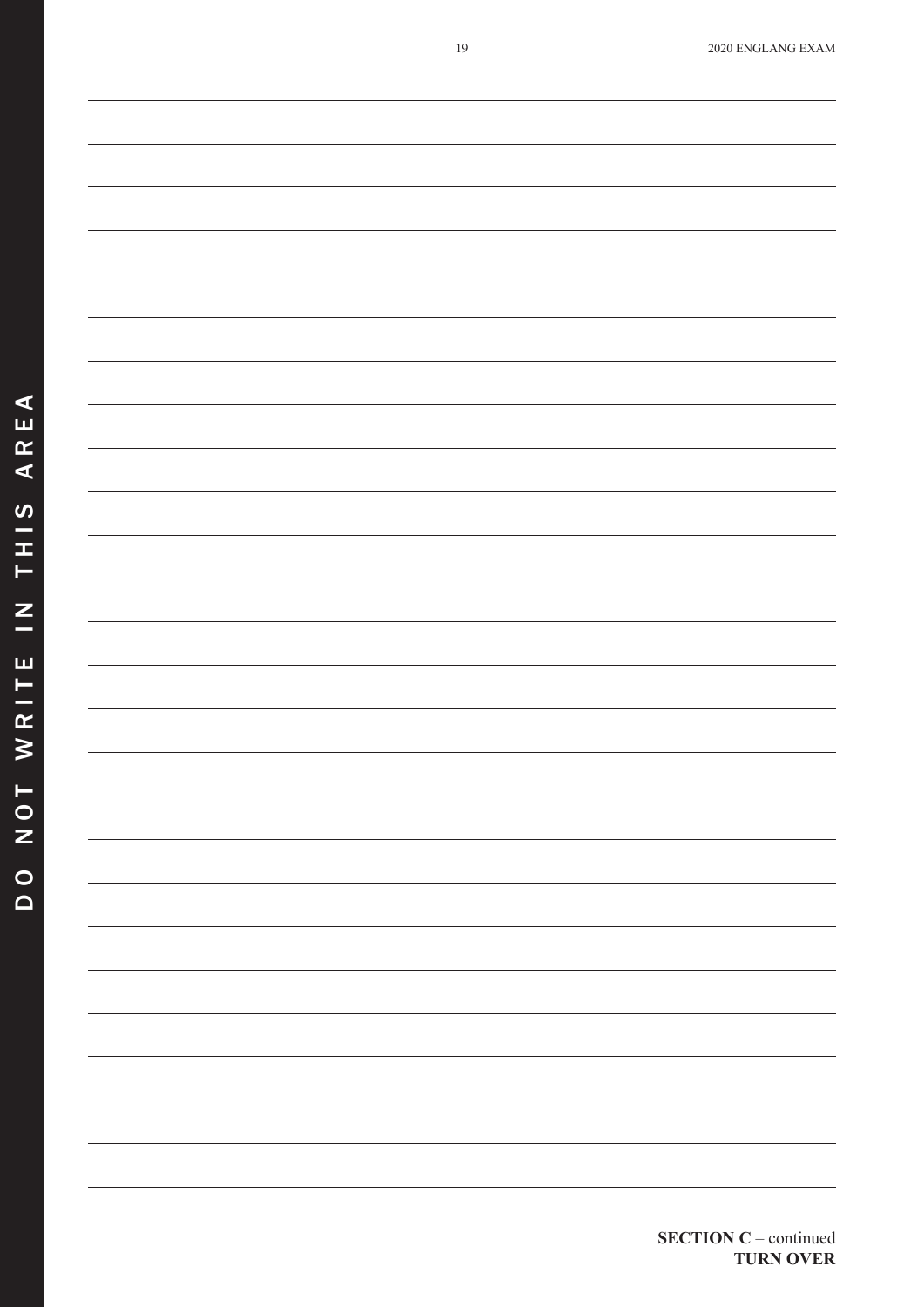**SECTION C** – continued
**TURN OVER**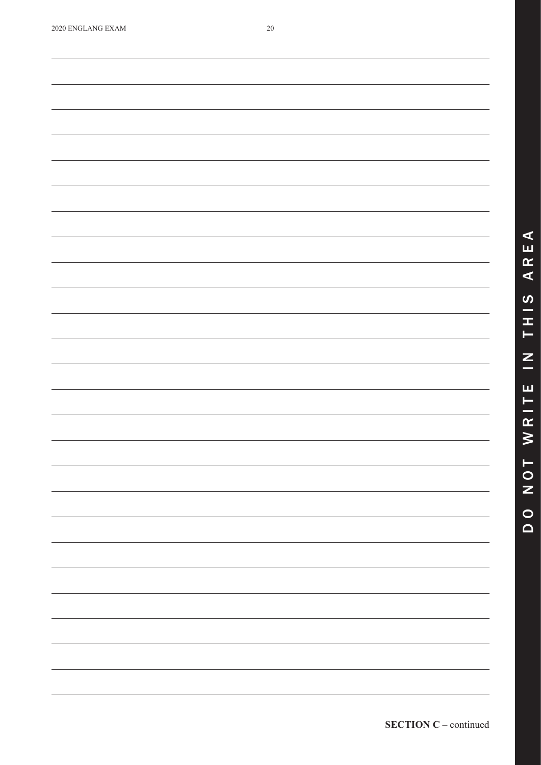SECTION C – continued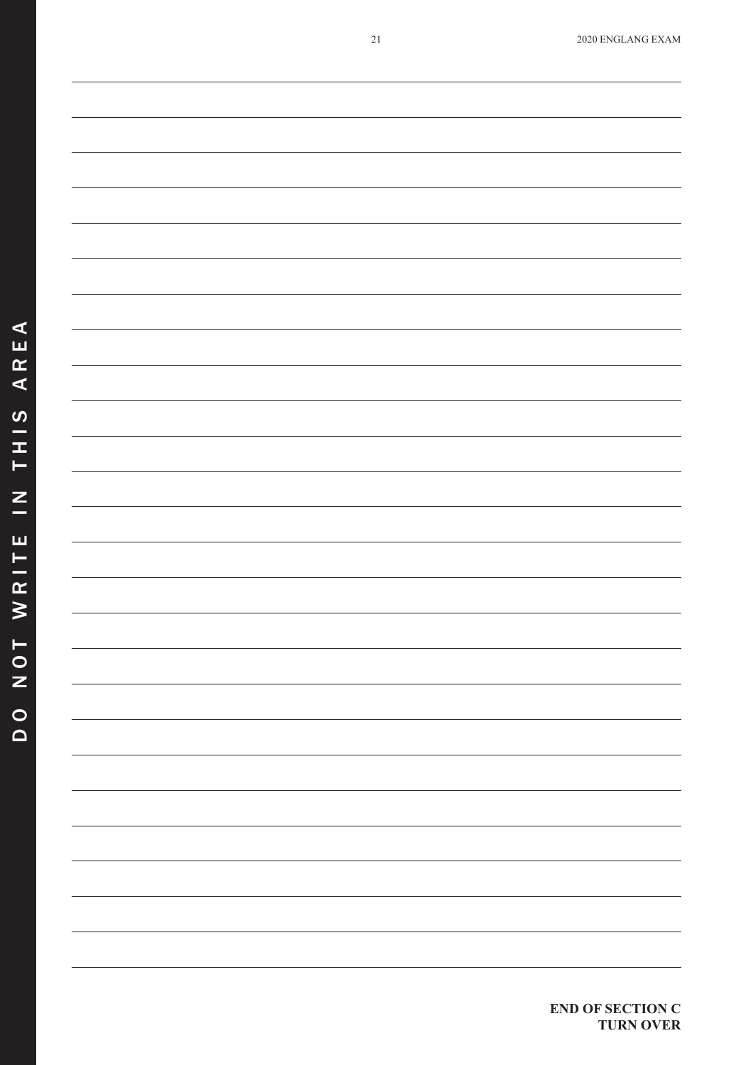**END OF SECTION C**
**TURN OVER**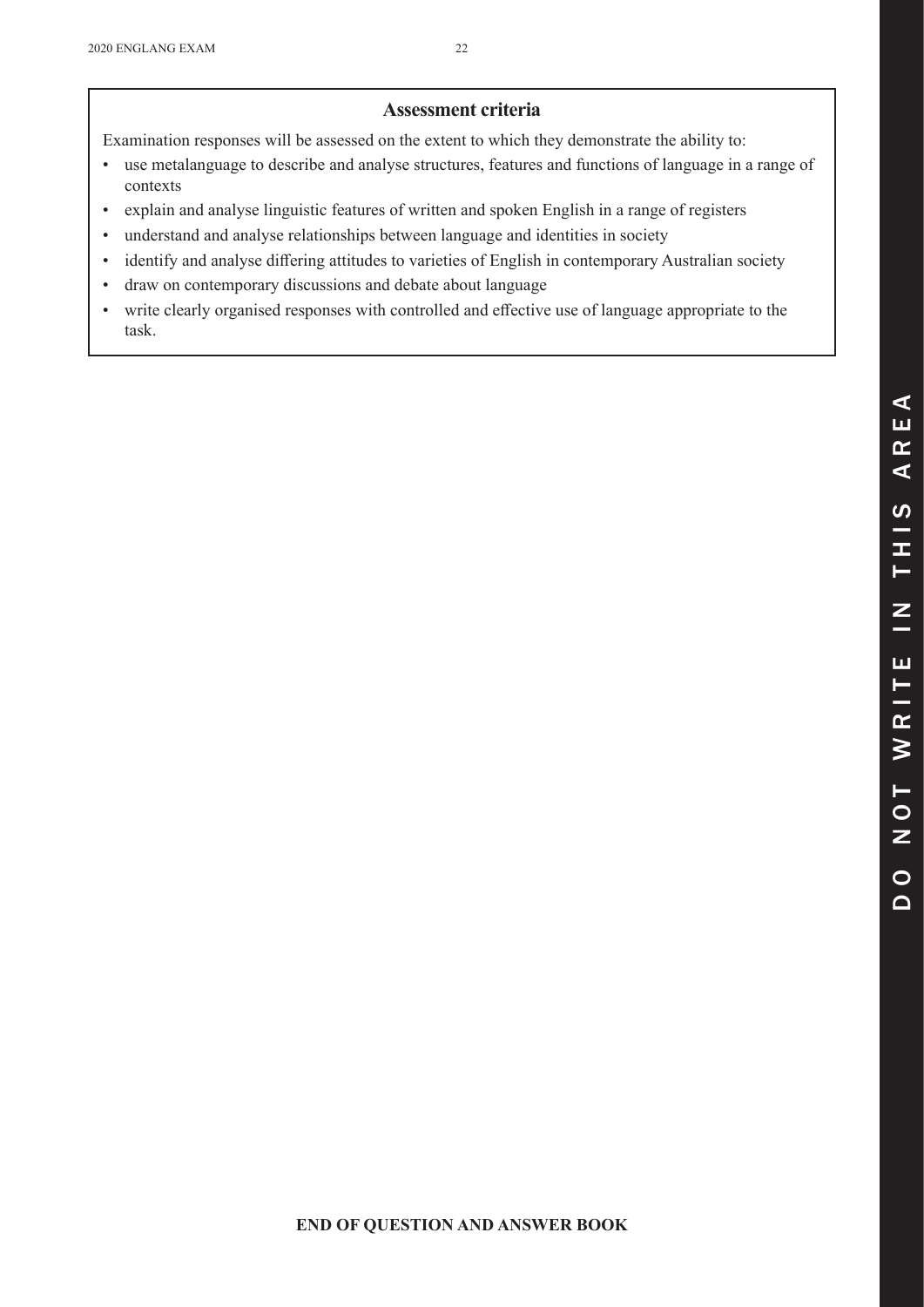## Assessment criteria

Examination responses will be assessed on the extent to which they demonstrate the ability to:

- use metalanguage to describe and analyse structures, features and functions of language in a range of contexts
- explain and analyse linguistic features of written and spoken English in a range of registers
- understand and analyse relationships between language and identities in society
- identify and analyse differing attitudes to varieties of English in contemporary Australian society
- draw on contemporary discussions and debate about language
- write clearly organised responses with controlled and effective use of language appropriate to the task.

**END OF QUESTION AND ANSWER BOOK**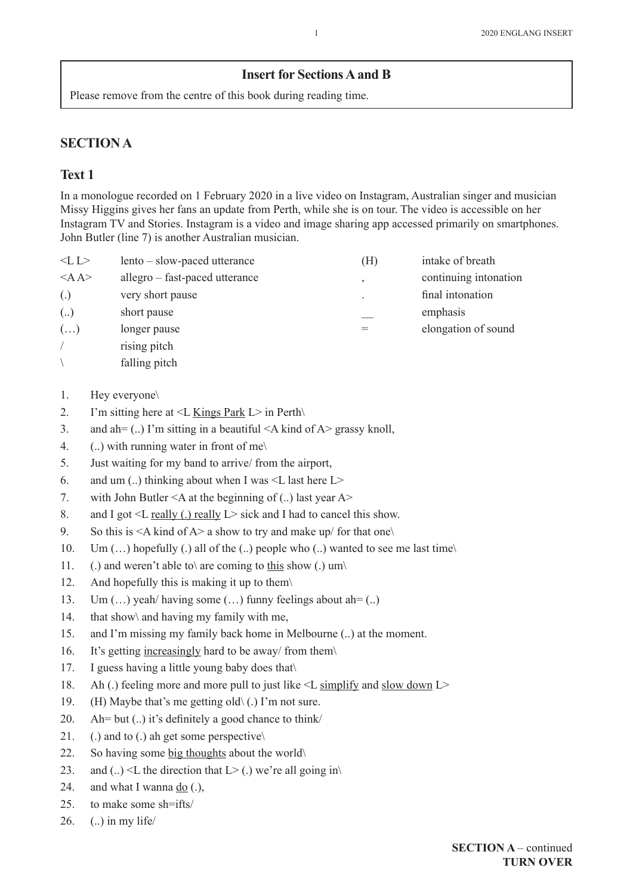## Insert for Sections A and B

Please remove from the centre of this book during reading time.

## SECTION A

### Text 1

In a monologue recorded on 1 February 2020 in a live video on Instagram, Australian singer and musician Missy Higgins gives her fans an update from Perth, while she is on tour. The video is accessible on her Instagram TV and Stories. Instagram is a video and image sharing app accessed primarily on smartphones. John Butler (line 7) is another Australian musician.

| | | | |
|---|---|---|---|
| <L L> | lento – slow-paced utterance | (H) | intake of breath |
| <A A> | allegro – fast-paced utterance | , | continuing intonation |
| (.) | very short pause | . | final intonation |
| (..) | short pause | __ | emphasis |
| (…) | longer pause | = | elongation of sound |
| / | rising pitch | | |
| \ | falling pitch | | |

1. Hey everyone\
2. I'm sitting here at <L <u>Kings Park</u> L> in Perth\
3. and ah= (..) I'm sitting in a beautiful <A kind of A> grassy knoll,
4. (..) with running water in front of me\
5. Just waiting for my band to arrive/ from the airport,
6. and um (..) thinking about when I was <L last here L>
7. with John Butler <A at the beginning of (..) last year A>
8. and I got <L <u>really (.) really</u> L> sick and I had to cancel this show.
9. So this is <A kind of A> a show to try and make up/ for that one\
10. Um (…) hopefully (.) all of the (..) people who (..) wanted to see me last time\
11. (.) and weren't able to\ are coming to <u>this</u> show (.) um\
12. And hopefully this is making it up to them\
13. Um (…) yeah/ having some (…) funny feelings about ah= (..)
14. that show\ and having my family with me,
15. and I'm missing my family back home in Melbourne (..) at the moment.
16. It's getting <u>increasingly</u> hard to be away/ from them\
17. I guess having a little young baby does that\
18. Ah (.) feeling more and more pull to just like <L <u>simplify</u> and <u>slow down</u> L>
19. (H) Maybe that's me getting old\ (.) I'm not sure.
20. Ah= but (..) it's definitely a good chance to think/
21. (.) and to (.) ah get some perspective\
22. So having some <u>big thoughts</u> about the world\
23. and (..) <L the direction that L> (.) we're all going in\
24. and what I wanna <u>do</u> (.),
25. to make some sh=ifts/
26. (..) in my life/

**SECTION A** – continued
**TURN OVER**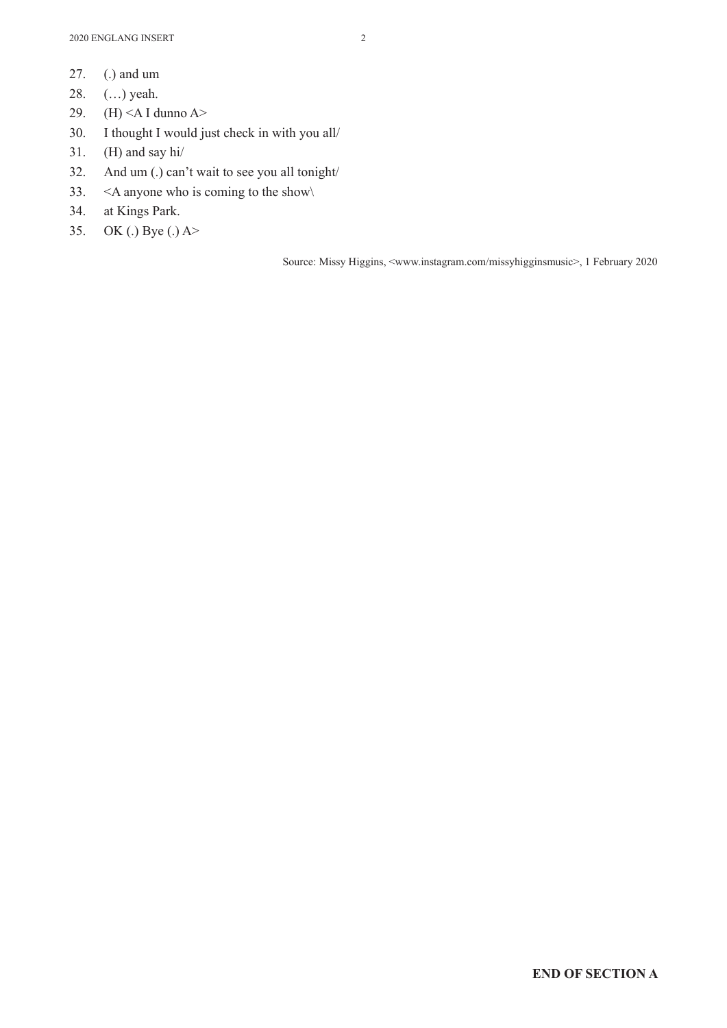27. (.) and um
28. (…) yeah.
29. (H) <A I dunno A>
30. I thought I would just check in with you all/
31. (H) and say hi/
32. And um (.) can't wait to see you all tonight/
33. <A anyone who is coming to the show\
34. at Kings Park.
35. OK (.) Bye (.) A>

Source: Missy Higgins, <www.instagram.com/missyhigginsmusic>, 1 February 2020

**END OF SECTION A**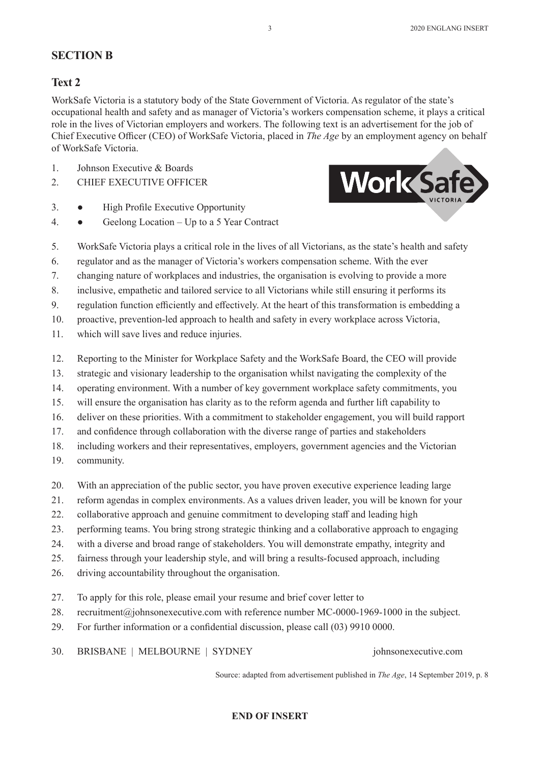## SECTION B

## Text 2

WorkSafe Victoria is a statutory body of the State Government of Victoria. As regulator of the state's occupational health and safety and as manager of Victoria's workers compensation scheme, it plays a critical role in the lives of Victorian employers and workers. The following text is an advertisement for the job of Chief Executive Officer (CEO) of WorkSafe Victoria, placed in *The Age* by an employment agency on behalf of WorkSafe Victoria.

1. Johnson Executive & Boards
2. CHIEF EXECUTIVE OFFICER
3. ● High Profile Executive Opportunity
4. ● Geelong Location – Up to a 5 Year Contract

WorkSafe VICTORIA

5. WorkSafe Victoria plays a critical role in the lives of all Victorians, as the state's health and safety
6. regulator and as the manager of Victoria's workers compensation scheme. With the ever
7. changing nature of workplaces and industries, the organisation is evolving to provide a more
8. inclusive, empathetic and tailored service to all Victorians while still ensuring it performs its
9. regulation function efficiently and effectively. At the heart of this transformation is embedding a
10. proactive, prevention-led approach to health and safety in every workplace across Victoria,
11. which will save lives and reduce injuries.

12. Reporting to the Minister for Workplace Safety and the WorkSafe Board, the CEO will provide
13. strategic and visionary leadership to the organisation whilst navigating the complexity of the
14. operating environment. With a number of key government workplace safety commitments, you
15. will ensure the organisation has clarity as to the reform agenda and further lift capability to
16. deliver on these priorities. With a commitment to stakeholder engagement, you will build rapport
17. and confidence through collaboration with the diverse range of parties and stakeholders
18. including workers and their representatives, employers, government agencies and the Victorian
19. community.

20. With an appreciation of the public sector, you have proven executive experience leading large
21. reform agendas in complex environments. As a values driven leader, you will be known for your
22. collaborative approach and genuine commitment to developing staff and leading high
23. performing teams. You bring strong strategic thinking and a collaborative approach to engaging
24. with a diverse and broad range of stakeholders. You will demonstrate empathy, integrity and
25. fairness through your leadership style, and will bring a results-focused approach, including
26. driving accountability throughout the organisation.

27. To apply for this role, please email your resume and brief cover letter to
28. recruitment@johnsonexecutive.com with reference number MC-0000-1969-1000 in the subject.
29. For further information or a confidential discussion, please call (03) 9910 0000.

30. BRISBANE | MELBOURNE | SYDNEY johnsonexecutive.com

Source: adapted from advertisement published in *The Age*, 14 September 2019, p. 8

**END OF INSERT**